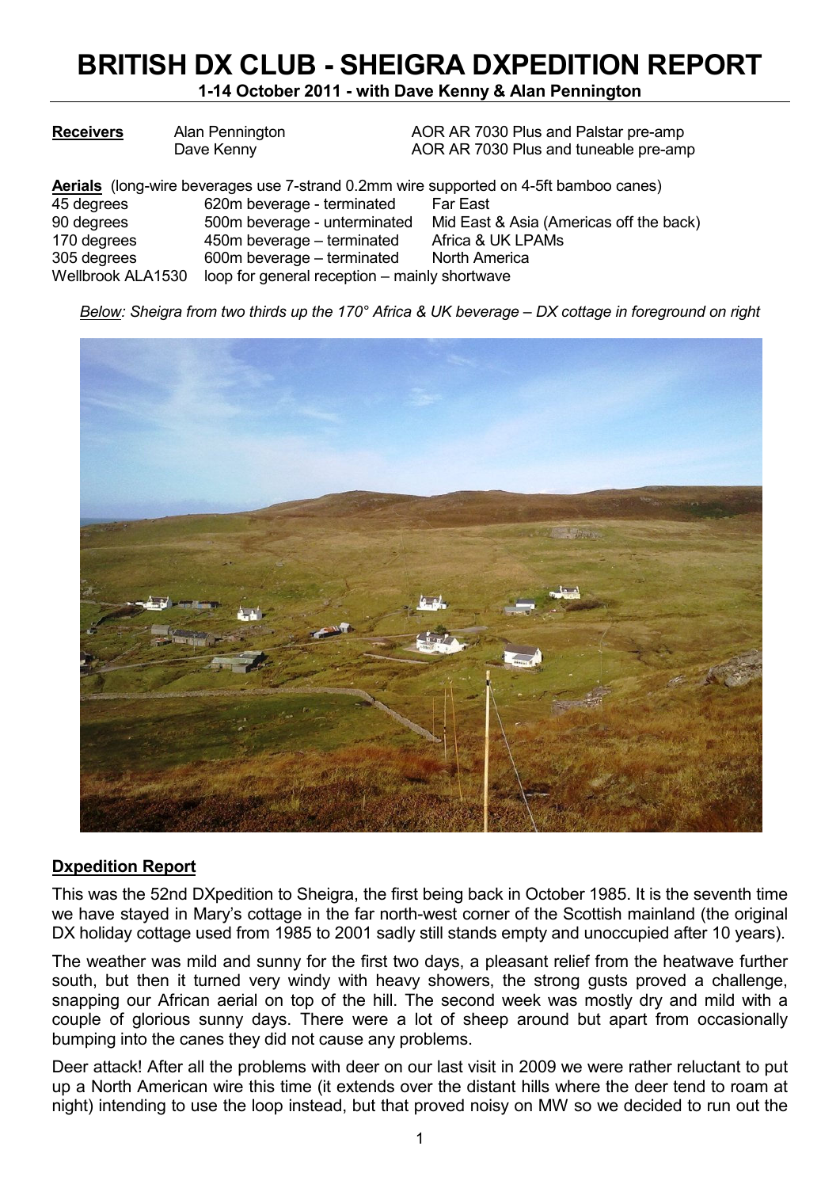# BRITISH DX CLUB - SHEIGRA DXPEDITION REPORT

**1-14 October 2011 - with Dave Kenny & Alan Pennington**

| **Receivers** | | |
|---|---|---|
| | Alan Pennington | AOR AR 7030 Plus and Palstar pre-amp |
| | Dave Kenny | AOR AR 7030 Plus and tuneable pre-amp |

**Aerials** (long-wire beverages use 7-strand 0.2mm wire supported on 4-5ft bamboo canes)

| | | |
|---|---|---|
| 45 degrees | 620m beverage - terminated | Far East |
| 90 degrees | 500m beverage - unterminated | Mid East & Asia (Americas off the back) |
| 170 degrees | 450m beverage – terminated | Africa & UK LPAMs |
| 305 degrees | 600m beverage – terminated | North America |
| Wellbrook ALA1530 | loop for general reception – mainly shortwave | |

*Below: Sheigra from two thirds up the 170° Africa & UK beverage – DX cottage in foreground on right*

## Dxpedition Report

This was the 52nd DXpedition to Sheigra, the first being back in October 1985. It is the seventh time we have stayed in Mary's cottage in the far north-west corner of the Scottish mainland (the original DX holiday cottage used from 1985 to 2001 sadly still stands empty and unoccupied after 10 years).

The weather was mild and sunny for the first two days, a pleasant relief from the heatwave further south, but then it turned very windy with heavy showers, the strong gusts proved a challenge, snapping our African aerial on top of the hill. The second week was mostly dry and mild with a couple of glorious sunny days. There were a lot of sheep around but apart from occasionally bumping into the canes they did not cause any problems.

Deer attack! After all the problems with deer on our last visit in 2009 we were rather reluctant to put up a North American wire this time (it extends over the distant hills where the deer tend to roam at night) intending to use the loop instead, but that proved noisy on MW so we decided to run out the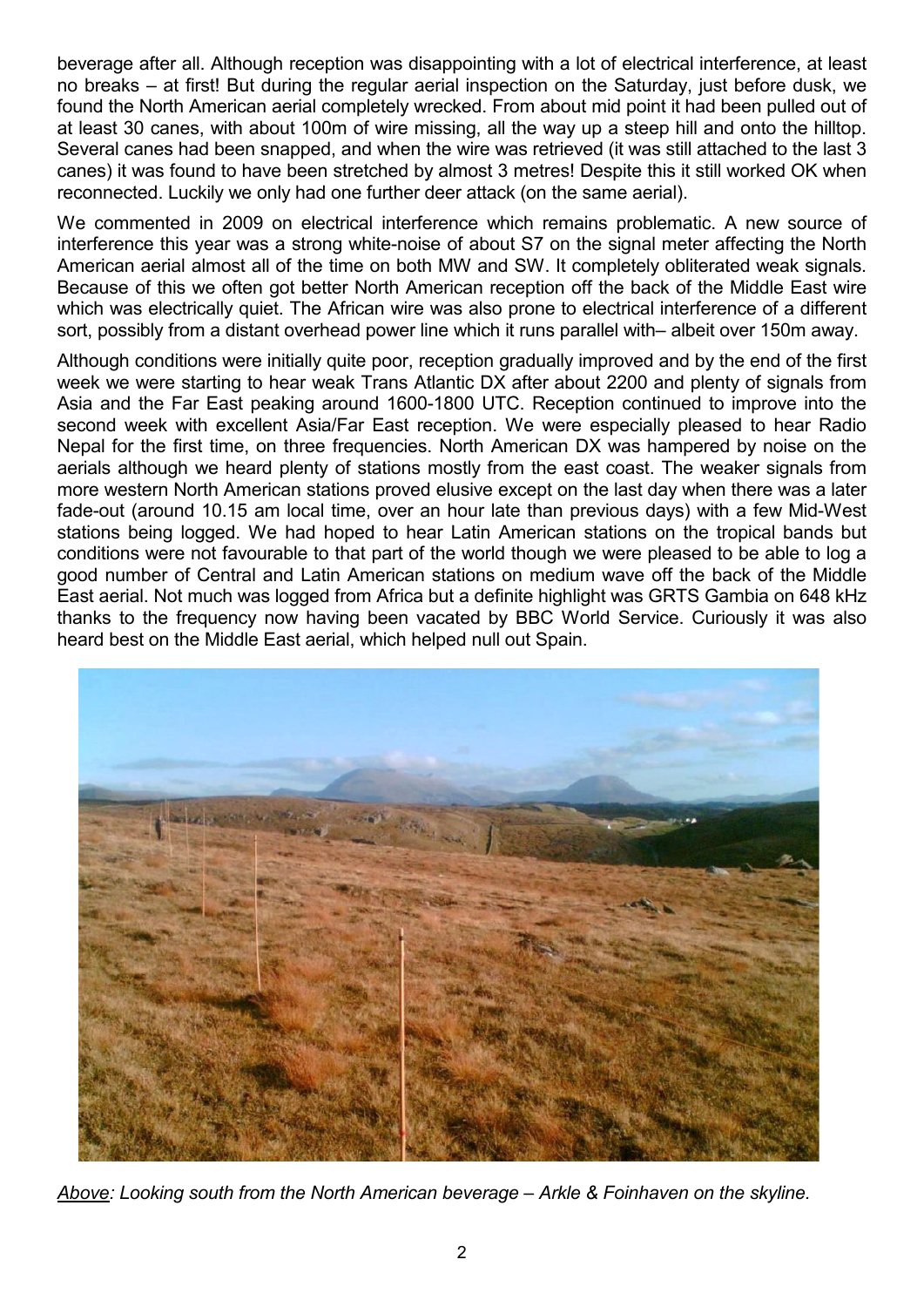beverage after all. Although reception was disappointing with a lot of electrical interference, at least no breaks – at first! But during the regular aerial inspection on the Saturday, just before dusk, we found the North American aerial completely wrecked. From about mid point it had been pulled out of at least 30 canes, with about 100m of wire missing, all the way up a steep hill and onto the hilltop. Several canes had been snapped, and when the wire was retrieved (it was still attached to the last 3 canes) it was found to have been stretched by almost 3 metres! Despite this it still worked OK when reconnected. Luckily we only had one further deer attack (on the same aerial).

We commented in 2009 on electrical interference which remains problematic. A new source of interference this year was a strong white-noise of about S7 on the signal meter affecting the North American aerial almost all of the time on both MW and SW. It completely obliterated weak signals. Because of this we often got better North American reception off the back of the Middle East wire which was electrically quiet. The African wire was also prone to electrical interference of a different sort, possibly from a distant overhead power line which it runs parallel with– albeit over 150m away.

Although conditions were initially quite poor, reception gradually improved and by the end of the first week we were starting to hear weak Trans Atlantic DX after about 2200 and plenty of signals from Asia and the Far East peaking around 1600-1800 UTC. Reception continued to improve into the second week with excellent Asia/Far East reception. We were especially pleased to hear Radio Nepal for the first time, on three frequencies. North American DX was hampered by noise on the aerials although we heard plenty of stations mostly from the east coast. The weaker signals from more western North American stations proved elusive except on the last day when there was a later fade-out (around 10.15 am local time, over an hour late than previous days) with a few Mid-West stations being logged. We had hoped to hear Latin American stations on the tropical bands but conditions were not favourable to that part of the world though we were pleased to be able to log a good number of Central and Latin American stations on medium wave off the back of the Middle East aerial. Not much was logged from Africa but a definite highlight was GRTS Gambia on 648 kHz thanks to the frequency now having been vacated by BBC World Service. Curiously it was also heard best on the Middle East aerial, which helped null out Spain.

*Above: Looking south from the North American beverage – Arkle & Foinhaven on the skyline.*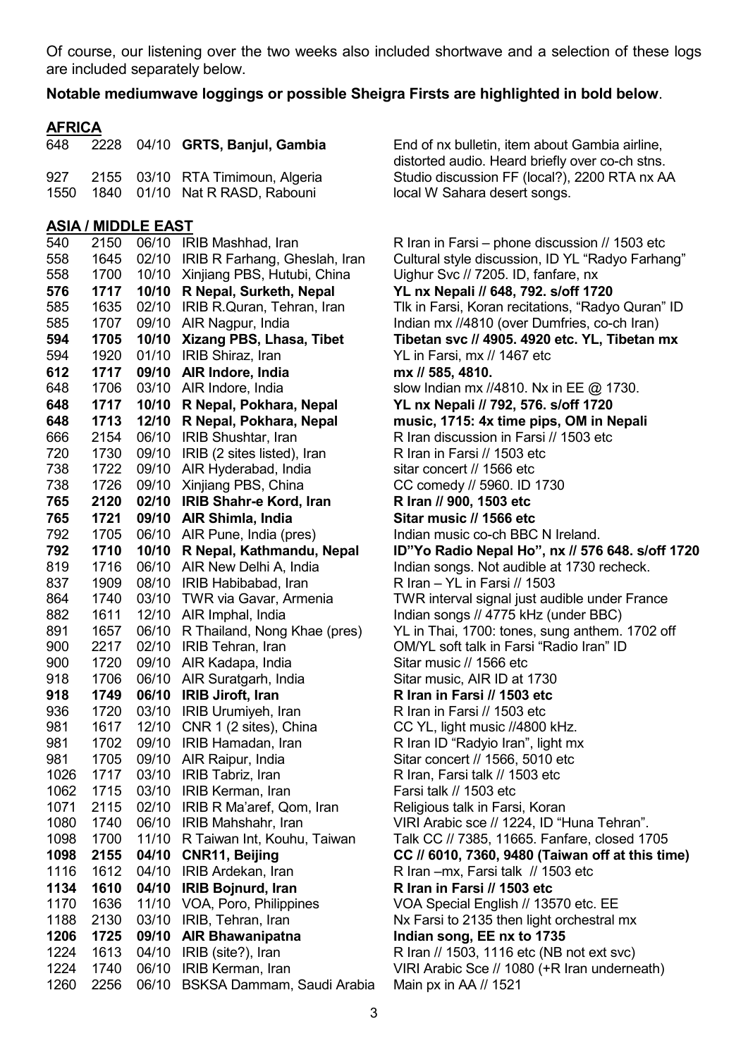Of course, our listening over the two weeks also included shortwave and a selection of these logs are included separately below.

**Notable mediumwave loggings or possible Sheigra Firsts are highlighted in bold below**.

## AFRICA

| | | | | |
|---|---|---|---|---|
| 648 | 2228 | 04/10 | **GRTS, Banjul, Gambia** | End of nx bulletin, item about Gambia airline, distorted audio. Heard briefly over co-ch stns. |
| 927 | 2155 | 03/10 | RTA Timimoun, Algeria | Studio discussion FF (local?), 2200 RTA nx AA |
| 1550 | 1840 | 01/10 | Nat R RASD, Rabouni | local W Sahara desert songs. |

## ASIA / MIDDLE EAST

| | | | | |
|---|---|---|---|---|
| 540 | 2150 | 06/10 | IRIB Mashhad, Iran | R Iran in Farsi – phone discussion // 1503 etc |
| 558 | 1645 | 02/10 | IRIB R Farhang, Gheslah, Iran | Cultural style discussion, ID YL "Radyo Farhang" |
| 558 | 1700 | 10/10 | Xinjiang PBS, Hutubi, China | Uighur Svc // 7205. ID, fanfare, nx |
| **576** | **1717** | **10/10** | **R Nepal, Surketh, Nepal** | **YL nx Nepali // 648, 792. s/off 1720** |
| 585 | 1635 | 02/10 | IRIB R.Quran, Tehran, Iran | Tlk in Farsi, Koran recitations, "Radyo Quran" ID |
| 585 | 1707 | 09/10 | AIR Nagpur, India | Indian mx //4810 (over Dumfries, co-ch Iran) |
| **594** | **1705** | **10/10** | **Xizang PBS, Lhasa, Tibet** | **Tibetan svc // 4905. 4920 etc. YL, Tibetan mx** |
| 594 | 1920 | 01/10 | IRIB Shiraz, Iran | YL in Farsi, mx // 1467 etc |
| **612** | **1717** | **09/10** | **AIR Indore, India** | **mx // 585, 4810.** |
| 648 | 1706 | 03/10 | AIR Indore, India | slow Indian mx //4810. Nx in EE @ 1730. |
| **648** | **1717** | **10/10** | **R Nepal, Pokhara, Nepal** | **YL nx Nepali // 792, 576. s/off 1720** |
| **648** | **1713** | **12/10** | **R Nepal, Pokhara, Nepal** | **music, 1715: 4x time pips, OM in Nepali** |
| 666 | 2154 | 06/10 | IRIB Shushtar, Iran | R Iran discussion in Farsi // 1503 etc |
| 720 | 1730 | 09/10 | IRIB (2 sites listed), Iran | R Iran in Farsi // 1503 etc |
| 738 | 1722 | 09/10 | AIR Hyderabad, India | sitar concert // 1566 etc |
| 738 | 1726 | 09/10 | Xinjiang PBS, China | CC comedy // 5960. ID 1730 |
| **765** | **2120** | **02/10** | **IRIB Shahr-e Kord, Iran** | **R Iran // 900, 1503 etc** |
| **765** | **1721** | **09/10** | **AIR Shimla, India** | **Sitar music // 1566 etc** |
| 792 | 1705 | 06/10 | AIR Pune, India (pres) | Indian music co-ch BBC N Ireland. |
| **792** | **1710** | **10/10** | **R Nepal, Kathmandu, Nepal** | **ID"Yo Radio Nepal Ho", nx // 576 648. s/off 1720** |
| 819 | 1716 | 06/10 | AIR New Delhi A, India | Indian songs. Not audible at 1730 recheck. |
| 837 | 1909 | 08/10 | IRIB Habibabad, Iran | R Iran – YL in Farsi // 1503 |
| 864 | 1740 | 03/10 | TWR via Gavar, Armenia | TWR interval signal just audible under France |
| 882 | 1611 | 12/10 | AIR Imphal, India | Indian songs // 4775 kHz (under BBC) |
| 891 | 1657 | 06/10 | R Thailand, Nong Khae (pres) | YL in Thai, 1700: tones, sung anthem. 1702 off |
| 900 | 2217 | 02/10 | IRIB Tehran, Iran | OM/YL soft talk in Farsi "Radio Iran" ID |
| 900 | 1720 | 09/10 | AIR Kadapa, India | Sitar music // 1566 etc |
| 918 | 1706 | 06/10 | AIR Suratgarh, India | Sitar music, AIR ID at 1730 |
| **918** | **1749** | **06/10** | **IRIB Jiroft, Iran** | **R Iran in Farsi // 1503 etc** |
| 936 | 1720 | 03/10 | IRIB Urumiyeh, Iran | R Iran in Farsi // 1503 etc |
| 981 | 1617 | 12/10 | CNR 1 (2 sites), China | CC YL, light music //4800 kHz. |
| 981 | 1702 | 09/10 | IRIB Hamadan, Iran | R Iran ID "Radyio Iran", light mx |
| 981 | 1705 | 09/10 | AIR Raipur, India | Sitar concert // 1566, 5010 etc |
| 1026 | 1717 | 03/10 | IRIB Tabriz, Iran | R Iran, Farsi talk // 1503 etc |
| 1062 | 1715 | 03/10 | IRIB Kerman, Iran | Farsi talk // 1503 etc |
| 1071 | 2115 | 02/10 | IRIB R Ma'aref, Qom, Iran | Religious talk in Farsi, Koran |
| 1080 | 1740 | 06/10 | IRIB Mahshahr, Iran | VIRI Arabic sce // 1224, ID "Huna Tehran". |
| 1098 | 1700 | 11/10 | R Taiwan Int, Kouhu, Taiwan | Talk CC // 7385, 11665. Fanfare, closed 1705 |
| **1098** | **2155** | **04/10** | **CNR11, Beijing** | **CC // 6010, 7360, 9480 (Taiwan off at this time)** |
| 1116 | 1612 | 04/10 | IRIB Ardekan, Iran | R Iran –mx, Farsi talk // 1503 etc |
| **1134** | **1610** | **04/10** | **IRIB Bojnurd, Iran** | **R Iran in Farsi // 1503 etc** |
| 1170 | 1636 | 11/10 | VOA, Poro, Philippines | VOA Special English // 13570 etc. EE |
| 1188 | 2130 | 03/10 | IRIB, Tehran, Iran | Nx Farsi to 2135 then light orchestral mx |
| **1206** | **1725** | **09/10** | **AIR Bhawanipatna** | **Indian song, EE nx to 1735** |
| 1224 | 1613 | 04/10 | IRIB (site?), Iran | R Iran // 1503, 1116 etc (NB not ext svc) |
| 1224 | 1740 | 06/10 | IRIB Kerman, Iran | VIRI Arabic Sce // 1080 (+R Iran underneath) |
| 1260 | 2256 | 06/10 | BSKSA Dammam, Saudi Arabia | Main px in AA // 1521 |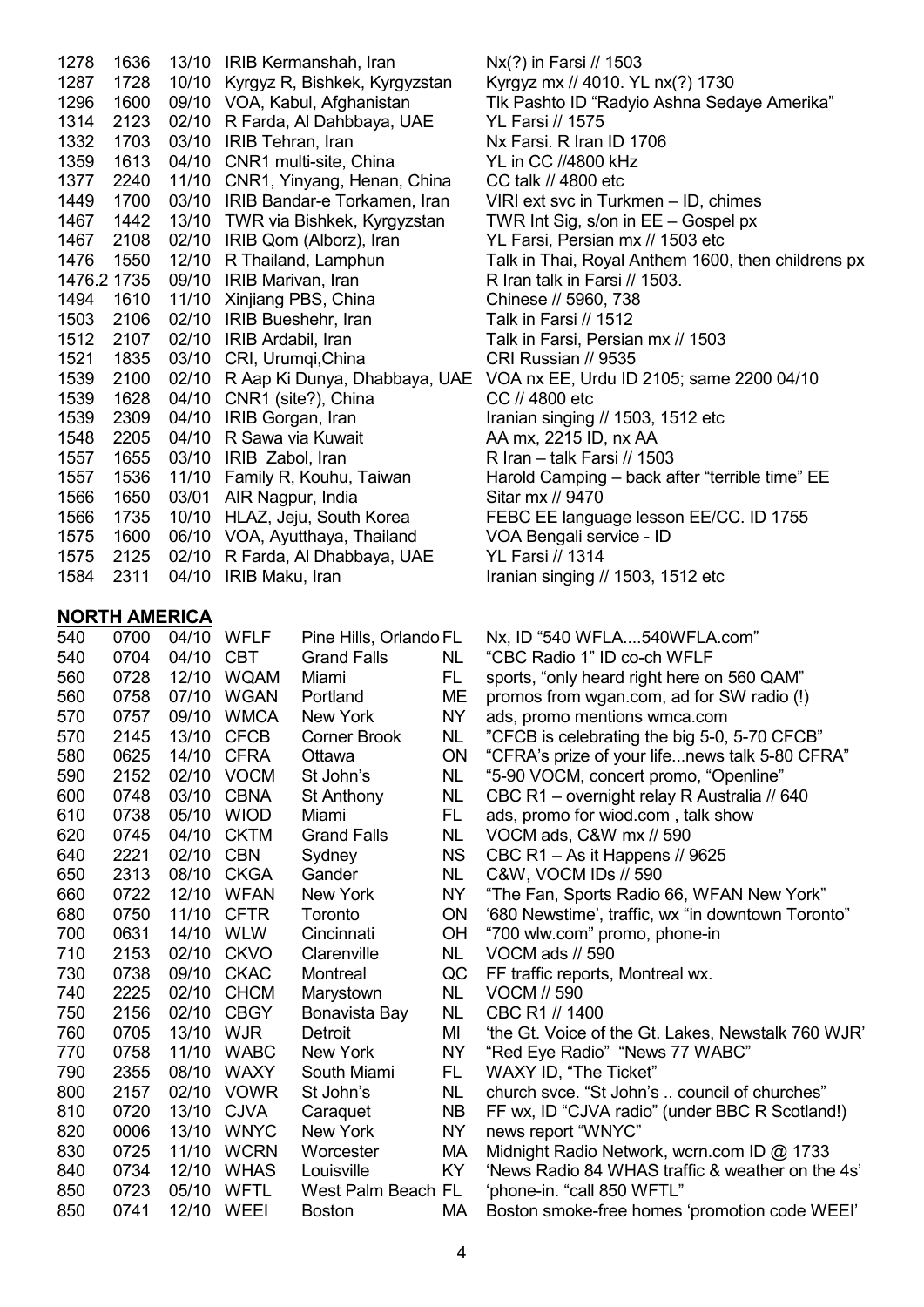| | | | | |
|---|---|---|---|---|
| 1278 | 1636 | 13/10 | IRIB Kermanshah, Iran | Nx(?) in Farsi // 1503 |
| 1287 | 1728 | 10/10 | Kyrgyz R, Bishkek, Kyrgyzstan | Kyrgyz mx // 4010. YL nx(?) 1730 |
| 1296 | 1600 | 09/10 | VOA, Kabul, Afghanistan | Tlk Pashto ID "Radyio Ashna Sedaye Amerika" |
| 1314 | 2123 | 02/10 | R Farda, Al Dahbbaya, UAE | YL Farsi // 1575 |
| 1332 | 1703 | 03/10 | IRIB Tehran, Iran | Nx Farsi. R Iran ID 1706 |
| 1359 | 1613 | 04/10 | CNR1 multi-site, China | YL in CC //4800 kHz |
| 1377 | 2240 | 11/10 | CNR1, Yinyang, Henan, China | CC talk // 4800 etc |
| 1449 | 1700 | 03/10 | IRIB Bandar-e Torkamen, Iran | VIRI ext svc in Turkmen – ID, chimes |
| 1467 | 1442 | 13/10 | TWR via Bishkek, Kyrgyzstan | TWR Int Sig, s/on in EE – Gospel px |
| 1467 | 2108 | 02/10 | IRIB Qom (Alborz), Iran | YL Farsi, Persian mx // 1503 etc |
| 1476 | 1550 | 12/10 | R Thailand, Lamphun | Talk in Thai, Royal Anthem 1600, then childrens px |
| 1476.2 | 1735 | 09/10 | IRIB Marivan, Iran | R Iran talk in Farsi // 1503. |
| 1494 | 1610 | 11/10 | Xinjiang PBS, China | Chinese // 5960, 738 |
| 1503 | 2106 | 02/10 | IRIB Bueshehr, Iran | Talk in Farsi // 1512 |
| 1512 | 2107 | 02/10 | IRIB Ardabil, Iran | Talk in Farsi, Persian mx // 1503 |
| 1521 | 1835 | 03/10 | CRI, Urumqi,China | CRI Russian // 9535 |
| 1539 | 2100 | 02/10 | R Aap Ki Dunya, Dhabbaya, UAE | VOA nx EE, Urdu ID 2105; same 2200 04/10 |
| 1539 | 1628 | 04/10 | CNR1 (site?), China | CC // 4800 etc |
| 1539 | 2309 | 04/10 | IRIB Gorgan, Iran | Iranian singing // 1503, 1512 etc |
| 1548 | 2205 | 04/10 | R Sawa via Kuwait | AA mx, 2215 ID, nx AA |
| 1557 | 1655 | 03/10 | IRIB Zabol, Iran | R Iran – talk Farsi // 1503 |
| 1557 | 1536 | 11/10 | Family R, Kouhu, Taiwan | Harold Camping – back after "terrible time" EE |
| 1566 | 1650 | 03/01 | AIR Nagpur, India | Sitar mx // 9470 |
| 1566 | 1735 | 10/10 | HLAZ, Jeju, South Korea | FEBC EE language lesson EE/CC. ID 1755 |
| 1575 | 1600 | 06/10 | VOA, Ayutthaya, Thailand | VOA Bengali service - ID |
| 1575 | 2125 | 02/10 | R Farda, Al Dhabbaya, UAE | YL Farsi // 1314 |
| 1584 | 2311 | 04/10 | IRIB Maku, Iran | Iranian singing // 1503, 1512 etc |

## NORTH AMERICA

| | | | | | | |
|---|---|---|---|---|---|---|
| 540 | 0700 | 04/10 | WFLF | Pine Hills, Orlando | FL | Nx, ID "540 WFLA....540WFLA.com" |
| 540 | 0704 | 04/10 | CBT | Grand Falls | NL | "CBC Radio 1" ID co-ch WFLF |
| 560 | 0728 | 12/10 | WQAM | Miami | FL | sports, "only heard right here on 560 QAM" |
| 560 | 0758 | 07/10 | WGAN | Portland | ME | promos from wgan.com, ad for SW radio (!) |
| 570 | 0757 | 09/10 | WMCA | New York | NY | ads, promo mentions wmca.com |
| 570 | 2145 | 13/10 | CFCB | Corner Brook | NL | "CFCB is celebrating the big 5-0, 5-70 CFCB" |
| 580 | 0625 | 14/10 | CFRA | Ottawa | ON | "CFRA's prize of your life...news talk 5-80 CFRA" |
| 590 | 2152 | 02/10 | VOCM | St John's | NL | "5-90 VOCM, concert promo, "Openline" |
| 600 | 0748 | 03/10 | CBNA | St Anthony | NL | CBC R1 – overnight relay R Australia // 640 |
| 610 | 0738 | 05/10 | WIOD | Miami | FL | ads, promo for wiod.com , talk show |
| 620 | 0745 | 04/10 | CKTM | Grand Falls | NL | VOCM ads, C&W mx // 590 |
| 640 | 2221 | 02/10 | CBN | Sydney | NS | CBC R1 – As it Happens // 9625 |
| 650 | 2313 | 08/10 | CKGA | Gander | NL | C&W, VOCM IDs // 590 |
| 660 | 0722 | 12/10 | WFAN | New York | NY | "The Fan, Sports Radio 66, WFAN New York" |
| 680 | 0750 | 11/10 | CFTR | Toronto | ON | '680 Newstime', traffic, wx "in downtown Toronto" |
| 700 | 0631 | 14/10 | WLW | Cincinnati | OH | "700 wlw.com" promo, phone-in |
| 710 | 2153 | 02/10 | CKVO | Clarenville | NL | VOCM ads // 590 |
| 730 | 0738 | 09/10 | CKAC | Montreal | QC | FF traffic reports, Montreal wx. |
| 740 | 2225 | 02/10 | CHCM | Marystown | NL | VOCM // 590 |
| 750 | 2156 | 02/10 | CBGY | Bonavista Bay | NL | CBC R1 // 1400 |
| 760 | 0705 | 13/10 | WJR | Detroit | MI | 'the Gt. Voice of the Gt. Lakes, Newstalk 760 WJR' |
| 770 | 0758 | 11/10 | WABC | New York | NY | "Red Eye Radio" "News 77 WABC" |
| 790 | 2355 | 08/10 | WAXY | South Miami | FL | WAXY ID, "The Ticket" |
| 800 | 2157 | 02/10 | VOWR | St John's | NL | church svce. "St John's .. council of churches" |
| 810 | 0720 | 13/10 | CJVA | Caraquet | NB | FF wx, ID "CJVA radio" (under BBC R Scotland!) |
| 820 | 0006 | 13/10 | WNYC | New York | NY | news report "WNYC" |
| 830 | 0725 | 11/10 | WCRN | Worcester | MA | Midnight Radio Network, wcrn.com ID @ 1733 |
| 840 | 0734 | 12/10 | WHAS | Louisville | KY | 'News Radio 84 WHAS traffic & weather on the 4s' |
| 850 | 0723 | 05/10 | WFTL | West Palm Beach | FL | 'phone-in. "call 850 WFTL" |
| 850 | 0741 | 12/10 | WEEI | Boston | MA | Boston smoke-free homes 'promotion code WEEI' |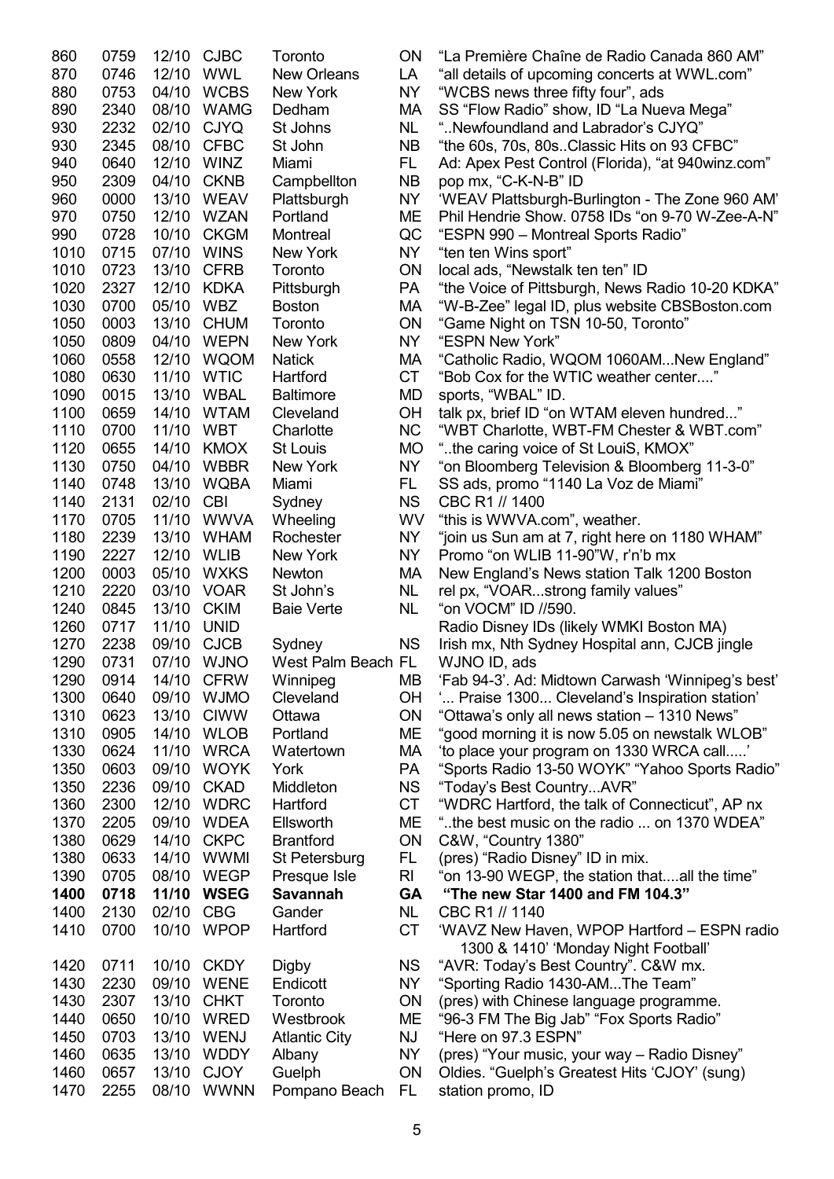| | | | | | | |
|---|---|---|---|---|---|---|
| 860 | 0759 | 12/10 | CJBC | Toronto | ON | "La Première Chaîne de Radio Canada 860 AM" |
| 870 | 0746 | 12/10 | WWL | New Orleans | LA | "all details of upcoming concerts at WWL.com" |
| 880 | 0753 | 04/10 | WCBS | New York | NY | "WCBS news three fifty four", ads |
| 890 | 2340 | 08/10 | WAMG | Dedham | MA | SS "Flow Radio" show, ID "La Nueva Mega" |
| 930 | 2232 | 02/10 | CJYQ | St Johns | NL | "..Newfoundland and Labrador's CJYQ" |
| 930 | 2345 | 08/10 | CFBC | St John | NB | "the 60s, 70s, 80s..Classic Hits on 93 CFBC" |
| 940 | 0640 | 12/10 | WINZ | Miami | FL | Ad: Apex Pest Control (Florida), "at 940winz.com" |
| 950 | 2309 | 04/10 | CKNB | Campbellton | NB | pop mx, "C-K-N-B" ID |
| 960 | 0000 | 13/10 | WEAV | Plattsburgh | NY | 'WEAV Plattsburgh-Burlington - The Zone 960 AM' |
| 970 | 0750 | 12/10 | WZAN | Portland | ME | Phil Hendrie Show. 0758 IDs "on 9-70 W-Zee-A-N" |
| 990 | 0728 | 10/10 | CKGM | Montreal | QC | "ESPN 990 – Montreal Sports Radio" |
| 1010 | 0715 | 07/10 | WINS | New York | NY | "ten ten Wins sport" |
| 1010 | 0723 | 13/10 | CFRB | Toronto | ON | local ads, "Newstalk ten ten" ID |
| 1020 | 2327 | 12/10 | KDKA | Pittsburgh | PA | "the Voice of Pittsburgh, News Radio 10-20 KDKA" |
| 1030 | 0700 | 05/10 | WBZ | Boston | MA | "W-B-Zee" legal ID, plus website CBSBoston.com |
| 1050 | 0003 | 13/10 | CHUM | Toronto | ON | "Game Night on TSN 10-50, Toronto" |
| 1050 | 0809 | 04/10 | WEPN | New York | NY | "ESPN New York" |
| 1060 | 0558 | 12/10 | WQOM | Natick | MA | "Catholic Radio, WQOM 1060AM...New England" |
| 1080 | 0630 | 11/10 | WTIC | Hartford | CT | "Bob Cox for the WTIC weather center...." |
| 1090 | 0015 | 13/10 | WBAL | Baltimore | MD | sports, "WBAL" ID. |
| 1100 | 0659 | 14/10 | WTAM | Cleveland | OH | talk px, brief ID "on WTAM eleven hundred..." |
| 1110 | 0700 | 11/10 | WBT | Charlotte | NC | "WBT Charlotte, WBT-FM Chester & WBT.com" |
| 1120 | 0655 | 14/10 | KMOX | St Louis | MO | "..the caring voice of St LouiS, KMOX" |
| 1130 | 0750 | 04/10 | WBBR | New York | NY | "on Bloomberg Television & Bloomberg 11-3-0" |
| 1140 | 0748 | 13/10 | WQBA | Miami | FL | SS ads, promo "1140 La Voz de Miami" |
| 1140 | 2131 | 02/10 | CBI | Sydney | NS | CBC R1 // 1400 |
| 1170 | 0705 | 11/10 | WWVA | Wheeling | WV | "this is WWVA.com", weather. |
| 1180 | 2239 | 13/10 | WHAM | Rochester | NY | "join us Sun am at 7, right here on 1180 WHAM" |
| 1190 | 2227 | 12/10 | WLIB | New York | NY | Promo "on WLIB 11-90"W, r'n'b mx |
| 1200 | 0003 | 05/10 | WXKS | Newton | MA | New England's News station Talk 1200 Boston |
| 1210 | 2220 | 03/10 | VOAR | St John's | NL | rel px, "VOAR...strong family values" |
| 1240 | 0845 | 13/10 | CKIM | Baie Verte | NL | "on VOCM" ID //590. |
| 1260 | 0717 | 11/10 | UNID | | | Radio Disney IDs (likely WMKI Boston MA) |
| 1270 | 2238 | 09/10 | CJCB | Sydney | NS | Irish mx, Nth Sydney Hospital ann, CJCB jingle |
| 1290 | 0731 | 07/10 | WJNO | West Palm Beach | FL | WJNO ID, ads |
| 1290 | 0914 | 14/10 | CFRW | Winnipeg | MB | 'Fab 94-3'. Ad: Midtown Carwash 'Winnipeg's best' |
| 1300 | 0640 | 09/10 | WJMO | Cleveland | OH | '... Praise 1300... Cleveland's Inspiration station' |
| 1310 | 0623 | 13/10 | CIWW | Ottawa | ON | "Ottawa's only all news station – 1310 News" |
| 1310 | 0905 | 14/10 | WLOB | Portland | ME | "good morning it is now 5.05 on newstalk WLOB" |
| 1330 | 0624 | 11/10 | WRCA | Watertown | MA | 'to place your program on 1330 WRCA call.....' |
| 1350 | 0603 | 09/10 | WOYK | York | PA | "Sports Radio 13-50 WOYK" "Yahoo Sports Radio" |
| 1350 | 2236 | 09/10 | CKAD | Middleton | NS | "Today's Best Country...AVR" |
| 1360 | 2300 | 12/10 | WDRC | Hartford | CT | "WDRC Hartford, the talk of Connecticut", AP nx |
| 1370 | 2205 | 09/10 | WDEA | Ellsworth | ME | "..the best music on the radio ... on 1370 WDEA" |
| 1380 | 0629 | 14/10 | CKPC | Brantford | ON | C&W, "Country 1380" |
| 1380 | 0633 | 14/10 | WWMI | St Petersburg | FL | (pres) "Radio Disney" ID in mix. |
| 1390 | 0705 | 08/10 | WEGP | Presque Isle | RI | "on 13-90 WEGP, the station that....all the time" |
| **1400** | **0718** | **11/10** | **WSEG** | **Savannah** | **GA** | **"The new Star 1400 and FM 104.3"** |
| 1400 | 2130 | 02/10 | CBG | Gander | NL | CBC R1 // 1140 |
| 1410 | 0700 | 10/10 | WPOP | Hartford | CT | 'WAVZ New Haven, WPOP Hartford – ESPN radio 1300 & 1410' 'Monday Night Football' |
| 1420 | 0711 | 10/10 | CKDY | Digby | NS | "AVR: Today's Best Country". C&W mx. |
| 1430 | 2230 | 09/10 | WENE | Endicott | NY | "Sporting Radio 1430-AM...The Team" |
| 1430 | 2307 | 13/10 | CHKT | Toronto | ON | (pres) with Chinese language programme. |
| 1440 | 0650 | 10/10 | WRED | Westbrook | ME | "96-3 FM The Big Jab" "Fox Sports Radio" |
| 1450 | 0703 | 13/10 | WENJ | Atlantic City | NJ | "Here on 97.3 ESPN" |
| 1460 | 0635 | 13/10 | WDDY | Albany | NY | (pres) "Your music, your way – Radio Disney" |
| 1460 | 0657 | 13/10 | CJOY | Guelph | ON | Oldies. "Guelph's Greatest Hits 'CJOY' (sung) |
| 1470 | 2255 | 08/10 | WWNN | Pompano Beach | FL | station promo, ID |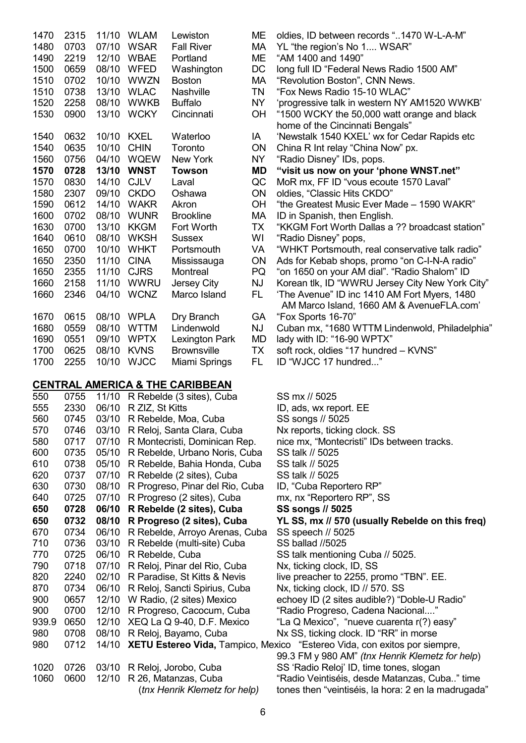| | | | | | | |
|---|---|---|---|---|---|---|
| 1470 | 2315 | 11/10 | WLAM | Lewiston | ME | oldies, ID between records "..1470 W-L-A-M" |
| 1480 | 0703 | 07/10 | WSAR | Fall River | MA | YL "the region's No 1.... WSAR" |
| 1490 | 2219 | 12/10 | WBAE | Portland | ME | "AM 1400 and 1490" |
| 1500 | 0659 | 08/10 | WFED | Washington | DC | long full ID "Federal News Radio 1500 AM" |
| 1510 | 0702 | 10/10 | WWZN | Boston | MA | "Revolution Boston", CNN News. |
| 1510 | 0738 | 13/10 | WLAC | Nashville | TN | "Fox News Radio 15-10 WLAC" |
| 1520 | 2258 | 08/10 | WWKB | Buffalo | NY | 'progressive talk in western NY AM1520 WWKB' |
| 1530 | 0900 | 13/10 | WCKY | Cincinnati | OH | "1500 WCKY the 50,000 watt orange and black home of the Cincinnati Bengals" |
| 1540 | 0632 | 10/10 | KXEL | Waterloo | IA | 'Newstalk 1540 KXEL' wx for Cedar Rapids etc |
| 1540 | 0635 | 10/10 | CHIN | Toronto | ON | China R Int relay "China Now" px. |
| 1560 | 0756 | 04/10 | WQEW | New York | NY | "Radio Disney" IDs, pops. |
| **1570** | **0728** | **13/10** | **WNST** | **Towson** | **MD** | **"visit us now on your 'phone WNST.net"** |
| 1570 | 0830 | 14/10 | CJLV | Laval | QC | MoR mx, FF ID "vous ecoute 1570 Laval" |
| 1580 | 2307 | 09/10 | CKDO | Oshawa | ON | oldies, "Classic Hits CKDO" |
| 1590 | 0612 | 14/10 | WAKR | Akron | OH | "the Greatest Music Ever Made – 1590 WAKR" |
| 1600 | 0702 | 08/10 | WUNR | Brookline | MA | ID in Spanish, then English. |
| 1630 | 0700 | 13/10 | KKGM | Fort Worth | TX | "KKGM Fort Worth Dallas a ?? broadcast station" |
| 1640 | 0610 | 08/10 | WKSH | Sussex | WI | "Radio Disney" pops, |
| 1650 | 0700 | 10/10 | WHKT | Portsmouth | VA | "WHKT Portsmouth, real conservative talk radio" |
| 1650 | 2350 | 11/10 | CINA | Mississauga | ON | Ads for Kebab shops, promo "on C-I-N-A radio" |
| 1650 | 2355 | 11/10 | CJRS | Montreal | PQ | "on 1650 on your AM dial". "Radio Shalom" ID |
| 1660 | 2158 | 11/10 | WWRU | Jersey City | NJ | Korean tlk, ID "WWRU Jersey City New York City" |
| 1660 | 2346 | 04/10 | WCNZ | Marco Island | FL | 'The Avenue" ID inc 1410 AM Fort Myers, 1480 AM Marco Island, 1660 AM & AvenueFLA.com' |
| 1670 | 0615 | 08/10 | WPLA | Dry Branch | GA | "Fox Sports 16-70" |
| 1680 | 0559 | 08/10 | WTTM | Lindenwold | NJ | Cuban mx, "1680 WTTM Lindenwold, Philadelphia" |
| 1690 | 0551 | 09/10 | WPTX | Lexington Park | MD | lady with ID: "16-90 WPTX" |
| 1700 | 0625 | 08/10 | KVNS | Brownsville | TX | soft rock, oldies "17 hundred – KVNS" |
| 1700 | 2255 | 10/10 | WJCC | Miami Springs | FL | ID "WJCC 17 hundred..." |

## CENTRAL AMERICA & THE CARIBBEAN

| | | | | |
|---|---|---|---|---|
| 550 | 0755 | 11/10 | R Rebelde (3 sites), Cuba | SS mx // 5025 |
| 555 | 2330 | 06/10 | R ZIZ, St Kitts | ID, ads, wx report. EE |
| 560 | 0745 | 03/10 | R Rebelde, Moa, Cuba | SS songs // 5025 |
| 570 | 0746 | 03/10 | R Reloj, Santa Clara, Cuba | Nx reports, ticking clock. SS |
| 580 | 0717 | 07/10 | R Montecristi, Dominican Rep. | nice mx, "Montecristi" IDs between tracks. |
| 600 | 0735 | 05/10 | R Rebelde, Urbano Noris, Cuba | SS talk // 5025 |
| 610 | 0738 | 05/10 | R Rebelde, Bahia Honda, Cuba | SS talk // 5025 |
| 620 | 0737 | 07/10 | R Rebelde (2 sites), Cuba | SS talk // 5025 |
| 630 | 0730 | 08/10 | R Progreso, Pinar del Rio, Cuba | ID, "Cuba Reportero RP" |
| 640 | 0725 | 07/10 | R Progreso (2 sites), Cuba | mx, nx "Reportero RP", SS |
| **650** | **0728** | **06/10** | **R Rebelde (2 sites), Cuba** | **SS songs // 5025** |
| **650** | **0732** | **08/10** | **R Progreso (2 sites), Cuba** | **YL SS, mx // 570 (usually Rebelde on this freq)** |
| 670 | 0734 | 06/10 | R Rebelde, Arroyo Arenas, Cuba | SS speech // 5025 |
| 710 | 0736 | 03/10 | R Rebelde (multi-site) Cuba | SS ballad //5025 |
| 770 | 0725 | 06/10 | R Rebelde, Cuba | SS talk mentioning Cuba // 5025. |
| 790 | 0718 | 07/10 | R Reloj, Pinar del Rio, Cuba | Nx, ticking clock, ID, SS |
| 820 | 2240 | 02/10 | R Paradise, St Kitts & Nevis | live preacher to 2255, promo "TBN". EE. |
| 870 | 0734 | 06/10 | R Reloj, Sancti Spirius, Cuba | Nx, ticking clock, ID // 570. SS |
| 900 | 0657 | 12/10 | W Radio, (2 sites) Mexico | echoey ID (2 sites audible?) "Doble-U Radio" |
| 900 | 0700 | 12/10 | R Progreso, Cacocum, Cuba | "Radio Progreso, Cadena Nacional...." |
| 939.9 | 0650 | 12/10 | XEQ La Q 9-40, D.F. Mexico | "La Q Mexico", "nueve cuarenta r(?) easy" |
| 980 | 0708 | 08/10 | R Reloj, Bayamo, Cuba | Nx SS, ticking clock. ID "RR" in morse |
| 980 | 0712 | 14/10 | **XETU Estereo Vida,** Tampico, Mexico | "Estereo Vida, con exitos por siempre, 99.3 FM y 980 AM" *(tnx Henrik Klemetz for help)* |
| 1020 | 0726 | 03/10 | R Reloj, Jorobo, Cuba | SS 'Radio Reloj' ID, time tones, slogan |
| 1060 | 0600 | 12/10 | R 26, Matanzas, Cuba (*tnx Henrik Klemetz for help)* | "Radio Veintiséis, desde Matanzas, Cuba.." time tones then "veintiséis, la hora: 2 en la madrugada" |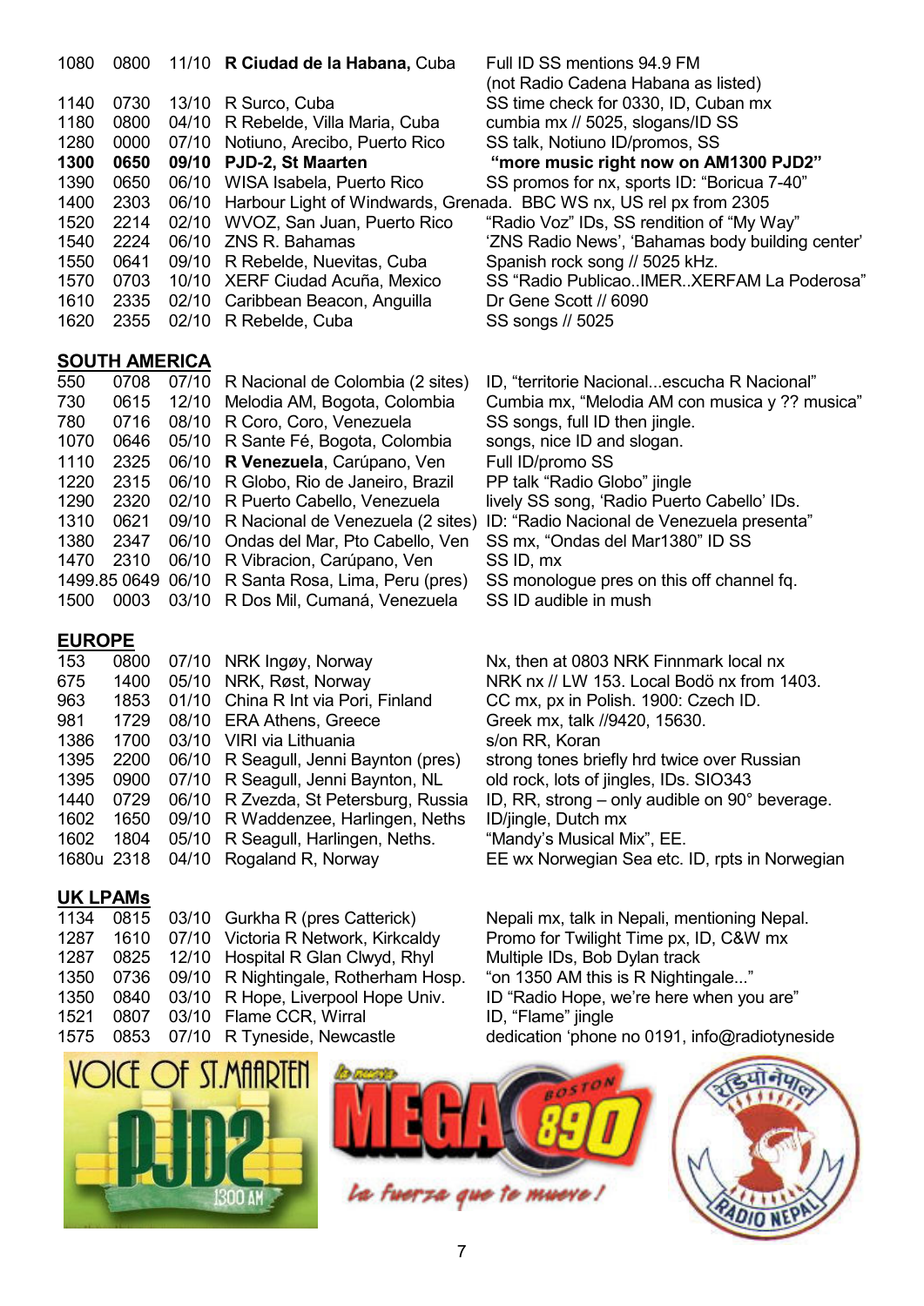| | | | | |
|---|---|---|---|---|
| 1080 | 0800 | 11/10 | **R Ciudad de la Habana,** Cuba | Full ID SS mentions 94.9 FM (not Radio Cadena Habana as listed) |
| 1140 | 0730 | 13/10 | R Surco, Cuba | SS time check for 0330, ID, Cuban mx |
| 1180 | 0800 | 04/10 | R Rebelde, Villa Maria, Cuba | cumbia mx // 5025, slogans/ID SS |
| 1280 | 0000 | 07/10 | Notiuno, Arecibo, Puerto Rico | SS talk, Notiuno ID/promos, SS |
| **1300** | **0650** | **09/10** | **PJD-2, St Maarten** | **"more music right now on AM1300 PJD2"** |
| 1390 | 0650 | 06/10 | WISA Isabela, Puerto Rico | SS promos for nx, sports ID: "Boricua 7-40" |
| 1400 | 2303 | 06/10 | Harbour Light of Windwards, Grenada. | BBC WS nx, US rel px from 2305 |
| 1520 | 2214 | 02/10 | WVOZ, San Juan, Puerto Rico | "Radio Voz" IDs, SS rendition of "My Way" |
| 1540 | 2224 | 06/10 | ZNS R. Bahamas | 'ZNS Radio News', 'Bahamas body building center' |
| 1550 | 0641 | 09/10 | R Rebelde, Nuevitas, Cuba | Spanish rock song // 5025 kHz. |
| 1570 | 0703 | 10/10 | XERF Ciudad Acuña, Mexico | SS "Radio Publicao..IMER..XERFAM La Poderosa" |
| 1610 | 2335 | 02/10 | Caribbean Beacon, Anguilla | Dr Gene Scott // 6090 |
| 1620 | 2355 | 02/10 | R Rebelde, Cuba | SS songs // 5025 |

## SOUTH AMERICA

| | | | | |
|---|---|---|---|---|
| 550 | 0708 | 07/10 | R Nacional de Colombia (2 sites) | ID, "territorie Nacional...escucha R Nacional" |
| 730 | 0615 | 12/10 | Melodia AM, Bogota, Colombia | Cumbia mx, "Melodia AM con musica y ?? musica" |
| 780 | 0716 | 08/10 | R Coro, Coro, Venezuela | SS songs, full ID then jingle. |
| 1070 | 0646 | 05/10 | R Sante Fé, Bogota, Colombia | songs, nice ID and slogan. |
| 1110 | 2325 | 06/10 | **R Venezuela**, Carúpano, Ven | Full ID/promo SS |
| 1220 | 2315 | 06/10 | R Globo, Rio de Janeiro, Brazil | PP talk "Radio Globo" jingle |
| 1290 | 2320 | 02/10 | R Puerto Cabello, Venezuela | lively SS song, 'Radio Puerto Cabello' IDs. |
| 1310 | 0621 | 09/10 | R Nacional de Venezuela (2 sites) | ID: "Radio Nacional de Venezuela presenta" |
| 1380 | 2347 | 06/10 | Ondas del Mar, Pto Cabello, Ven | SS mx, "Ondas del Mar1380" ID SS |
| 1470 | 2310 | 06/10 | R Vibracion, Carúpano, Ven | SS ID, mx |
| 1499.85 | 0649 | 06/10 | R Santa Rosa, Lima, Peru (pres) | SS monologue pres on this off channel fq. |
| 1500 | 0003 | 03/10 | R Dos Mil, Cumaná, Venezuela | SS ID audible in mush |

## EUROPE

| | | | | |
|---|---|---|---|---|
| 153 | 0800 | 07/10 | NRK Ingøy, Norway | Nx, then at 0803 NRK Finnmark local nx |
| 675 | 1400 | 05/10 | NRK, Røst, Norway | NRK nx // LW 153. Local Bodö nx from 1403. |
| 963 | 1853 | 01/10 | China R Int via Pori, Finland | CC mx, px in Polish. 1900: Czech ID. |
| 981 | 1729 | 08/10 | ERA Athens, Greece | Greek mx, talk //9420, 15630. |
| 1386 | 1700 | 03/10 | VIRI via Lithuania | s/on RR, Koran |
| 1395 | 2200 | 06/10 | R Seagull, Jenni Baynton (pres) | strong tones briefly hrd twice over Russian |
| 1395 | 0900 | 07/10 | R Seagull, Jenni Baynton, NL | old rock, lots of jingles, IDs. SIO343 |
| 1440 | 0729 | 06/10 | R Zvezda, St Petersburg, Russia | ID, RR, strong – only audible on 90° beverage. |
| 1602 | 1650 | 09/10 | R Waddenzee, Harlingen, Neths | ID/jingle, Dutch mx |
| 1602 | 1804 | 05/10 | R Seagull, Harlingen, Neths. | "Mandy's Musical Mix", EE. |
| 1680u | 2318 | 04/10 | Rogaland R, Norway | EE wx Norwegian Sea etc. ID, rpts in Norwegian |

## UK LPAMs

| | | | | |
|---|---|---|---|---|
| 1134 | 0815 | 03/10 | Gurkha R (pres Catterick) | Nepali mx, talk in Nepali, mentioning Nepal. |
| 1287 | 1610 | 07/10 | Victoria R Network, Kirkcaldy | Promo for Twilight Time px, ID, C&W mx |
| 1287 | 0825 | 12/10 | Hospital R Glan Clwyd, Rhyl | Multiple IDs, Bob Dylan track |
| 1350 | 0736 | 09/10 | R Nightingale, Rotherham Hosp. | "on 1350 AM this is R Nightingale..." |
| 1350 | 0840 | 03/10 | R Hope, Liverpool Hope Univ. | ID "Radio Hope, we're here when you are" |
| 1521 | 0807 | 03/10 | Flame CCR, Wirral | ID, "Flame" jingle |
| 1575 | 0853 | 07/10 | R Tyneside, Newcastle | dedication 'phone no 0191, info@radiotyneside |

VOICE OF ST.MAARTEN PJD2 1300 AM

La nueva MEGA BOSTON 890 La fuerza que te mueve!

रेडियो नेपाल RADIO NEPAL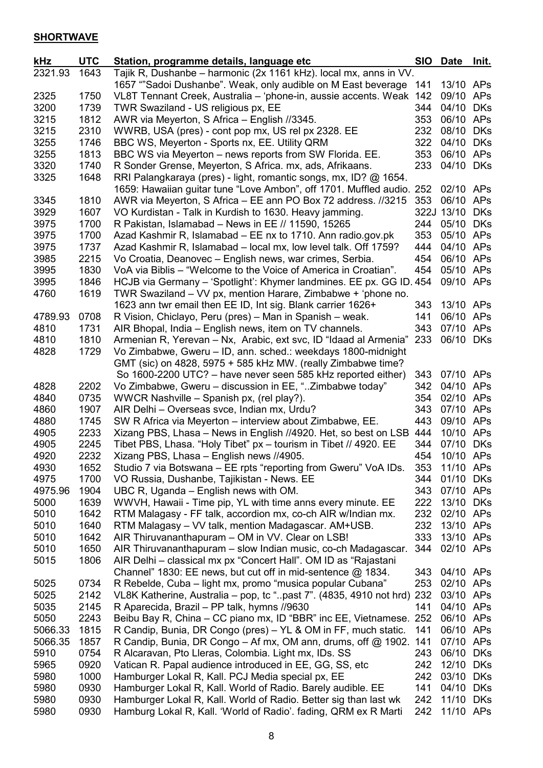**SHORTWAVE**

| kHz | UTC | Station, programme details, language etc | SIO | Date | Init. |
|---|---|---|---|---|---|
| 2321.93 | 1643 | Tajik R, Dushanbe – harmonic (2x 1161 kHz). local mx, anns in VV. 1657 ""Sadoi Dushanbe". Weak, only audible on M East beverage | 141 | 13/10 | APs |
| 2325 | 1750 | VL8T Tennant Creek, Australia – 'phone-in, aussie accents. Weak | 142 | 09/10 | APs |
| 3200 | 1739 | TWR Swaziland - US religious px, EE | 344 | 04/10 | DKs |
| 3215 | 1812 | AWR via Meyerton, S Africa – English //3345. | 353 | 06/10 | APs |
| 3215 | 2310 | WWRB, USA (pres) - cont pop mx, US rel px 2328. EE | 232 | 08/10 | DKs |
| 3255 | 1746 | BBC WS, Meyerton - Sports nx, EE. Utility QRM | 322 | 04/10 | DKs |
| 3255 | 1813 | BBC WS via Meyerton – news reports from SW Florida. EE. | 353 | 06/10 | APs |
| 3320 | 1740 | R Sonder Grense, Meyerton, S Africa. mx, ads, Afrikaans. | 233 | 04/10 | DKs |
| 3325 | 1648 | RRI Palangkaraya (pres) - light, romantic songs, mx, ID? @ 1654. 1659: Hawaiian guitar tune "Love Ambon", off 1701. Muffled audio. | 252 | 02/10 | APs |
| 3345 | 1810 | AWR via Meyerton, S Africa – EE ann PO Box 72 address. //3215 | 353 | 06/10 | APs |
| 3929 | 1607 | VO Kurdistan - Talk in Kurdish to 1630. Heavy jamming. | 322J | 13/10 | DKs |
| 3975 | 1700 | R Pakistan, Islamabad – News in EE // 11590, 15265 | 244 | 05/10 | DKs |
| 3975 | 1700 | Azad Kashmir R, Islamabad – EE nx to 1710. Ann radio.gov.pk | 353 | 05/10 | APs |
| 3975 | 1737 | Azad Kashmir R, Islamabad – local mx, low level talk. Off 1759? | 444 | 04/10 | APs |
| 3985 | 2215 | Vo Croatia, Deanovec – English news, war crimes, Serbia. | 454 | 06/10 | APs |
| 3995 | 1830 | VoA via Biblis – "Welcome to the Voice of America in Croatian". | 454 | 05/10 | APs |
| 3995 | 1846 | HCJB via Germany – 'Spotlight': Khymer landmines. EE px. GG ID. | 454 | 09/10 | APs |
| 4760 | 1619 | TWR Swaziland – VV px, mention Harare, Zimbabwe + 'phone no. 1623 ann twr email then EE ID, Int sig. Blank carrier 1626+ | 343 | 13/10 | APs |
| 4789.93 | 0708 | R Vision, Chiclayo, Peru (pres) – Man in Spanish – weak. | 141 | 06/10 | APs |
| 4810 | 1731 | AIR Bhopal, India – English news, item on TV channels. | 343 | 07/10 | APs |
| 4810 | 1810 | Armenian R, Yerevan – Nx, Arabic, ext svc, ID "Idaad al Armenia" | 233 | 06/10 | DKs |
| 4828 | 1729 | Vo Zimbabwe, Gweru – ID, ann. sched.: weekdays 1800-midnight GMT (sic) on 4828, 5975 + 585 kHz MW. (really Zimbabwe time? So 1600-2200 UTC? – have never seen 585 kHz reported either) | 343 | 07/10 | APs |
| 4828 | 2202 | Vo Zimbabwe, Gweru – discussion in EE, "..Zimbabwe today" | 342 | 04/10 | APs |
| 4840 | 0735 | WWCR Nashville – Spanish px, (rel play?). | 354 | 02/10 | APs |
| 4860 | 1907 | AIR Delhi – Overseas svce, Indian mx, Urdu? | 343 | 07/10 | APs |
| 4880 | 1745 | SW R Africa via Meyerton – interview about Zimbabwe, EE. | 443 | 09/10 | APs |
| 4905 | 2233 | Xizang PBS, Lhasa – News in English //4920. Het, so best on LSB | 444 | 10/10 | APs |
| 4905 | 2245 | Tibet PBS, Lhasa. "Holy Tibet" px – tourism in Tibet // 4920. EE | 344 | 07/10 | DKs |
| 4920 | 2232 | Xizang PBS, Lhasa – English news //4905. | 454 | 10/10 | APs |
| 4930 | 1652 | Studio 7 via Botswana – EE rpts "reporting from Gweru" VoA IDs. | 353 | 11/10 | APs |
| 4975 | 1700 | VO Russia, Dushanbe, Tajikistan - News. EE | 344 | 01/10 | DKs |
| 4975.96 | 1904 | UBC R, Uganda – English news with OM. | 343 | 07/10 | APs |
| 5000 | 1639 | WWVH, Hawaii - Time pip, YL with time anns every minute. EE | 222 | 13/10 | DKs |
| 5010 | 1642 | RTM Malagasy - FF talk, accordion mx, co-ch AIR w/Indian mx. | 232 | 02/10 | APs |
| 5010 | 1640 | RTM Malagasy – VV talk, mention Madagascar. AM+USB. | 232 | 13/10 | APs |
| 5010 | 1642 | AIR Thiruvananthapuram – OM in VV. Clear on LSB! | 333 | 13/10 | APs |
| 5010 | 1650 | AIR Thiruvananthapuram – slow Indian music, co-ch Madagascar. | 344 | 02/10 | APs |
| 5015 | 1806 | AIR Delhi – classical mx px "Concert Hall". OM ID as "Rajastani Channel" 1830: EE news, but cut off in mid-sentence @ 1834. | 343 | 04/10 | APs |
| 5025 | 0734 | R Rebelde, Cuba – light mx, promo "musica popular Cubana" | 253 | 02/10 | APs |
| 5025 | 2142 | VL8K Katherine, Australia – pop, tc "..past 7". (4835, 4910 not hrd) | 232 | 03/10 | APs |
| 5035 | 2145 | R Aparecida, Brazil – PP talk, hymns //9630 | 141 | 04/10 | APs |
| 5050 | 2243 | Beibu Bay R, China – CC piano mx, ID "BBR" inc EE, Vietnamese. | 252 | 06/10 | APs |
| 5066.33 | 1815 | R Candip, Bunia, DR Congo (pres) – YL & OM in FF, much static. | 141 | 06/10 | APs |
| 5066.35 | 1857 | R Candip, Bunia, DR Congo – Af mx, OM ann, drums, off @ 1902. | 141 | 07/10 | APs |
| 5910 | 0754 | R Alcaravan, Pto Lleras, Colombia. Light mx, IDs. SS | 243 | 06/10 | DKs |
| 5965 | 0920 | Vatican R. Papal audience introduced in EE, GG, SS, etc | 242 | 12/10 | DKs |
| 5980 | 1000 | Hamburger Lokal R, Kall. PCJ Media special px, EE | 242 | 03/10 | DKs |
| 5980 | 0930 | Hamburger Lokal R, Kall. World of Radio. Barely audible. EE | 141 | 04/10 | DKs |
| 5980 | 0930 | Hamburger Lokal R, Kall. World of Radio. Better sig than last wk | 242 | 11/10 | DKs |
| 5980 | 0930 | Hamburg Lokal R, Kall. 'World of Radio'. fading, QRM ex R Marti | 242 | 11/10 | APs |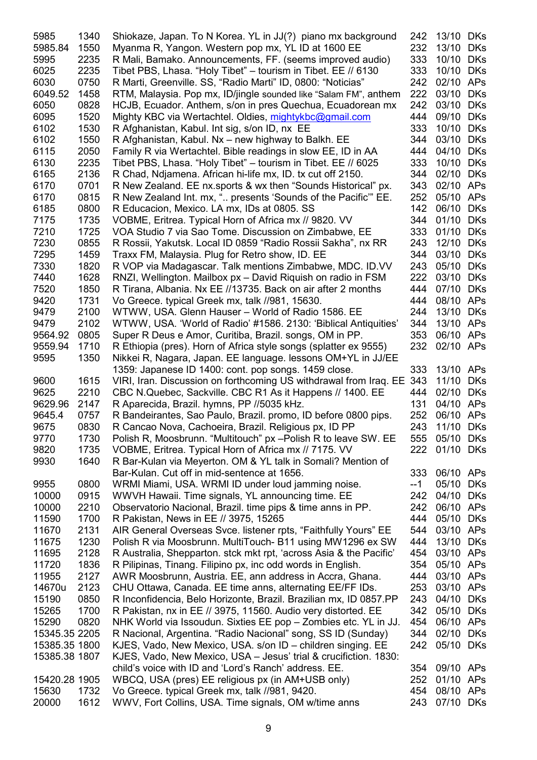| | | | | | |
|---|---|---|---|---|---|
| 5985 | 1340 | Shiokaze, Japan. To N Korea. YL in JJ(?) piano mx background | 242 | 13/10 | DKs |
| 5985.84 | 1550 | Myanma R, Yangon. Western pop mx, YL ID at 1600 EE | 232 | 13/10 | DKs |
| 5995 | 2235 | R Mali, Bamako. Announcements, FF. (seems improved audio) | 333 | 10/10 | DKs |
| 6025 | 2235 | Tibet PBS, Lhasa. "Holy Tibet" – tourism in Tibet. EE // 6130 | 333 | 10/10 | DKs |
| 6030 | 0750 | R Marti, Greenville. SS, "Radio Marti" ID, 0800: "Noticias" | 242 | 02/10 | APs |
| 6049.52 | 1458 | RTM, Malaysia. Pop mx, ID/jingle sounded like "Salam FM", anthem | 222 | 03/10 | DKs |
| 6050 | 0828 | HCJB, Ecuador. Anthem, s/on in pres Quechua, Ecuadorean mx | 242 | 03/10 | DKs |
| 6095 | 1520 | Mighty KBC via Wertachtel. Oldies, mightykbc@gmail.com | 444 | 09/10 | DKs |
| 6102 | 1530 | R Afghanistan, Kabul. Int sig, s/on ID, nx EE | 333 | 10/10 | DKs |
| 6102 | 1550 | R Afghanistan, Kabul. Nx – new highway to Balkh. EE | 344 | 03/10 | DKs |
| 6115 | 2050 | Family R via Wertachtel. Bible readings in slow EE, ID in AA | 444 | 04/10 | DKs |
| 6130 | 2235 | Tibet PBS, Lhasa. "Holy Tibet" – tourism in Tibet. EE // 6025 | 333 | 10/10 | DKs |
| 6165 | 2136 | R Chad, Ndjamena. African hi-life mx, ID. tx cut off 2150. | 344 | 02/10 | DKs |
| 6170 | 0701 | R New Zealand. EE nx.sports & wx then "Sounds Historical" px. | 343 | 02/10 | APs |
| 6170 | 0815 | R New Zealand Int. mx, ".. presents 'Sounds of the Pacific'" EE. | 252 | 05/10 | APs |
| 6185 | 0800 | R Educacion, Mexico. LA mx, IDs at 0805. SS | 142 | 06/10 | DKs |
| 7175 | 1735 | VOBME, Eritrea. Typical Horn of Africa mx // 9820. VV | 344 | 01/10 | DKs |
| 7210 | 1725 | VOA Studio 7 via Sao Tome. Discussion on Zimbabwe, EE | 333 | 01/10 | DKs |
| 7230 | 0855 | R Rossii, Yakutsk. Local ID 0859 "Radio Rossii Sakha", nx RR | 243 | 12/10 | DKs |
| 7295 | 1459 | Traxx FM, Malaysia. Plug for Retro show, ID. EE | 344 | 03/10 | DKs |
| 7330 | 1820 | R VOP via Madagascar. Talk mentions Zimbabwe, MDC. ID.VV | 243 | 05/10 | DKs |
| 7440 | 1628 | RNZI, Wellington. Mailbox px – David Riquish on radio in FSM | 222 | 03/10 | DKs |
| 7520 | 1850 | R Tirana, Albania. Nx EE //13735. Back on air after 2 months | 444 | 07/10 | DKs |
| 9420 | 1731 | Vo Greece. typical Greek mx, talk //981, 15630. | 444 | 08/10 | APs |
| 9479 | 2100 | WTWW, USA. Glenn Hauser – World of Radio 1586. EE | 244 | 13/10 | DKs |
| 9479 | 2102 | WTWW, USA. 'World of Radio' #1586. 2130: 'Biblical Antiquities' | 344 | 13/10 | APs |
| 9564.92 | 0805 | Super R Deus e Amor, Curitiba, Brazil. songs, OM in PP. | 353 | 06/10 | APs |
| 9559.94 | 1710 | R Ethiopia (pres). Horn of Africa style songs (splatter ex 9555) | 232 | 02/10 | APs |
| 9595 | 1350 | Nikkei R, Nagara, Japan. EE language. lessons OM+YL in JJ/EE 1359: Japanese ID 1400: cont. pop songs. 1459 close. | 333 | 13/10 | APs |
| 9600 | 1615 | VIRI, Iran. Discussion on forthcoming US withdrawal from Iraq. EE | 343 | 11/10 | DKs |
| 9625 | 2210 | CBC N.Quebec, Sackville. CBC R1 As it Happens // 1400. EE | 444 | 02/10 | DKs |
| 9629.96 | 2147 | R Aparecida, Brazil. hymns, PP //5035 kHz. | 131 | 04/10 | APs |
| 9645.4 | 0757 | R Bandeirantes, Sao Paulo, Brazil. promo, ID before 0800 pips. | 252 | 06/10 | APs |
| 9675 | 0830 | R Cancao Nova, Cachoeira, Brazil. Religious px, ID PP | 243 | 11/10 | DKs |
| 9770 | 1730 | Polish R, Moosbrunn. "Multitouch" px –Polish R to leave SW. EE | 555 | 05/10 | DKs |
| 9820 | 1735 | VOBME, Eritrea. Typical Horn of Africa mx // 7175. VV | 222 | 01/10 | DKs |
| 9930 | 1640 | R Bar-Kulan via Meyerton. OM & YL talk in Somali? Mention of Bar-Kulan. Cut off in mid-sentence at 1656. | 333 | 06/10 | APs |
| 9955 | 0800 | WRMI Miami, USA. WRMI ID under loud jamming noise. | --1 | 05/10 | DKs |
| 10000 | 0915 | WWVH Hawaii. Time signals, YL announcing time. EE | 242 | 04/10 | DKs |
| 10000 | 2210 | Observatorio Nacional, Brazil. time pips & time anns in PP. | 242 | 06/10 | APs |
| 11590 | 1700 | R Pakistan, News in EE // 3975, 15265 | 444 | 05/10 | DKs |
| 11670 | 2131 | AIR General Overseas Svce. listener rpts, "Faithfully Yours" EE | 544 | 03/10 | APs |
| 11675 | 1230 | Polish R via Moosbrunn. MultiTouch- B11 using MW1296 ex SW | 444 | 13/10 | DKs |
| 11695 | 2128 | R Australia, Shepparton. stck mkt rpt, 'across Asia & the Pacific' | 454 | 03/10 | APs |
| 11720 | 1836 | R Pilipinas, Tinang. Filipino px, inc odd words in English. | 354 | 05/10 | APs |
| 11955 | 2127 | AWR Moosbrunn, Austria. EE, ann address in Accra, Ghana. | 444 | 03/10 | APs |
| 14670u | 2123 | CHU Ottawa, Canada. EE time anns, alternating EE/FF IDs. | 253 | 03/10 | APs |
| 15190 | 0850 | R Inconfidencia, Belo Horizonte, Brazil. Brazilian mx, ID 0857.PP | 243 | 04/10 | DKs |
| 15265 | 1700 | R Pakistan, nx in EE // 3975, 11560. Audio very distorted. EE | 342 | 05/10 | DKs |
| 15290 | 0820 | NHK World via Issoudun. Sixties EE pop – Zombies etc. YL in JJ. | 454 | 06/10 | APs |
| 15345.35 | 2205 | R Nacional, Argentina. "Radio Nacional" song, SS ID (Sunday) | 344 | 02/10 | DKs |
| 15385.35 | 1800 | KJES, Vado, New Mexico, USA. s/on ID – children singing. EE | 242 | 05/10 | DKs |
| 15385.38 | 1807 | KJES, Vado, New Mexico, USA – Jesus' trial & crucifiction. 1830: child's voice with ID and 'Lord's Ranch' address. EE. | 354 | 09/10 | APs |
| 15420.28 | 1905 | WBCQ, USA (pres) EE religious px (in AM+USB only) | 252 | 01/10 | APs |
| 15630 | 1732 | Vo Greece. typical Greek mx, talk //981, 9420. | 454 | 08/10 | APs |
| 20000 | 1612 | WWV, Fort Collins, USA. Time signals, OM w/time anns | 243 | 07/10 | DKs |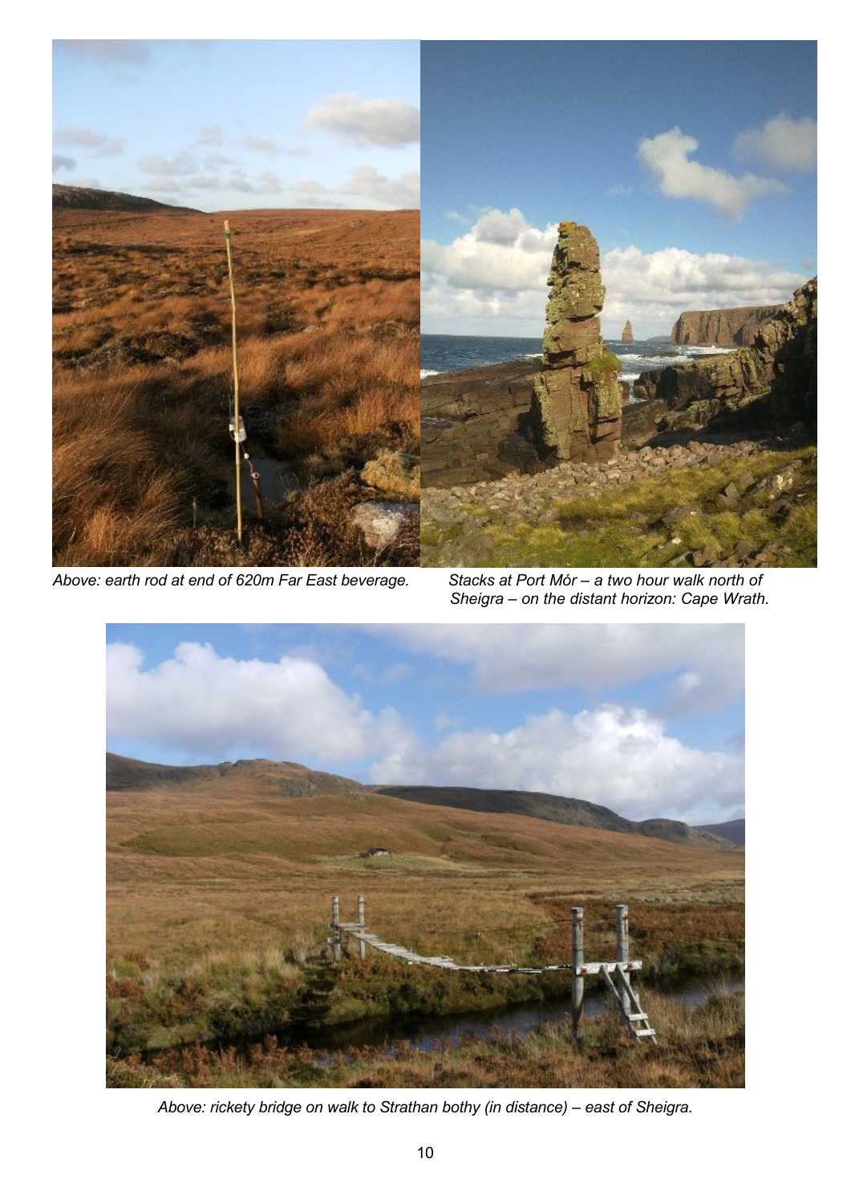*Above: earth rod at end of 620m Far East beverage.*

*Stacks at Port Mór – a two hour walk north of Sheigra – on the distant horizon: Cape Wrath.*

*Above: rickety bridge on walk to Strathan bothy (in distance) – east of Sheigra.*